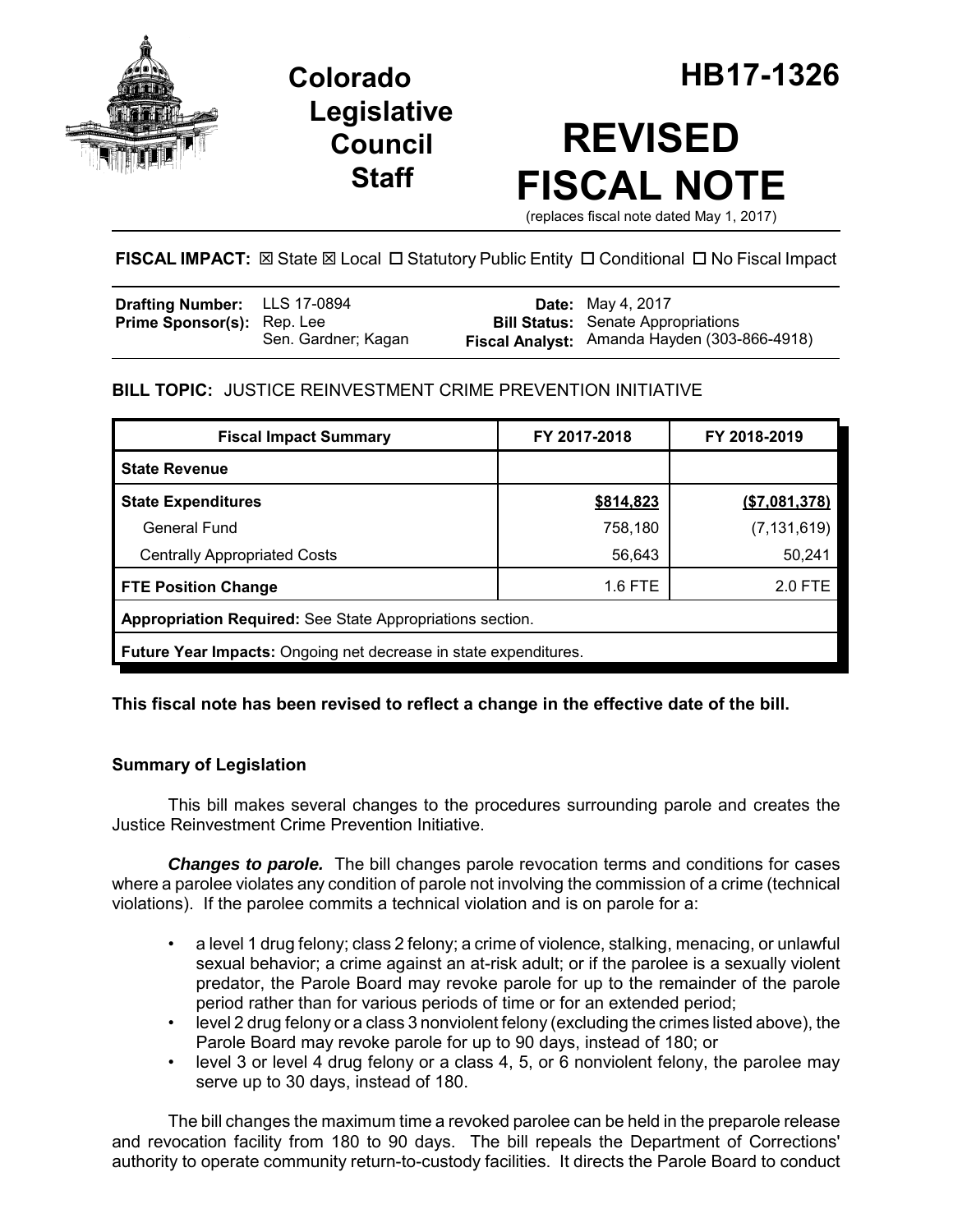# Colorado Legislative Council Staff

# HB17-1326

# REVISED FISCAL NOTE

(replaces fiscal note dated May 1, 2017)

**FISCAL IMPACT:** ☒ State ☒ Local ☐ Statutory Public Entity ☐ Conditional ☐ No Fiscal Impact

| | | | |
|---|---|---|---|
| **Drafting Number:** | LLS 17-0894 | **Date:** | May 4, 2017 |
| **Prime Sponsor(s):** | Rep. Lee<br>Sen. Gardner; Kagan | **Bill Status:** | Senate Appropriations |
| | | **Fiscal Analyst:** | Amanda Hayden (303-866-4918) |

**BILL TOPIC:** JUSTICE REINVESTMENT CRIME PREVENTION INITIATIVE

| Fiscal Impact Summary | FY 2017-2018 | FY 2018-2019 |
|---|---|---|
| **State Revenue** | | |
| **State Expenditures** | **$814,823** | **($7,081,378)** |
| General Fund | 758,180 | (7,131,619) |
| Centrally Appropriated Costs | 56,643 | 50,241 |
| **FTE Position Change** | 1.6 FTE | 2.0 FTE |
| **Appropriation Required:** See State Appropriations section. | | |
| **Future Year Impacts:** Ongoing net decrease in state expenditures. | | |

**This fiscal note has been revised to reflect a change in the effective date of the bill.**

## Summary of Legislation

This bill makes several changes to the procedures surrounding parole and creates the Justice Reinvestment Crime Prevention Initiative.

***Changes to parole.*** The bill changes parole revocation terms and conditions for cases where a parolee violates any condition of parole not involving the commission of a crime (technical violations). If the parolee commits a technical violation and is on parole for a:

- a level 1 drug felony; class 2 felony; a crime of violence, stalking, menacing, or unlawful sexual behavior; a crime against an at-risk adult; or if the parolee is a sexually violent predator, the Parole Board may revoke parole for up to the remainder of the parole period rather than for various periods of time or for an extended period;
- level 2 drug felony or a class 3 nonviolent felony (excluding the crimes listed above), the Parole Board may revoke parole for up to 90 days, instead of 180; or
- level 3 or level 4 drug felony or a class 4, 5, or 6 nonviolent felony, the parolee may serve up to 30 days, instead of 180.

The bill changes the maximum time a revoked parolee can be held in the preparole release and revocation facility from 180 to 90 days. The bill repeals the Department of Corrections' authority to operate community return-to-custody facilities. It directs the Parole Board to conduct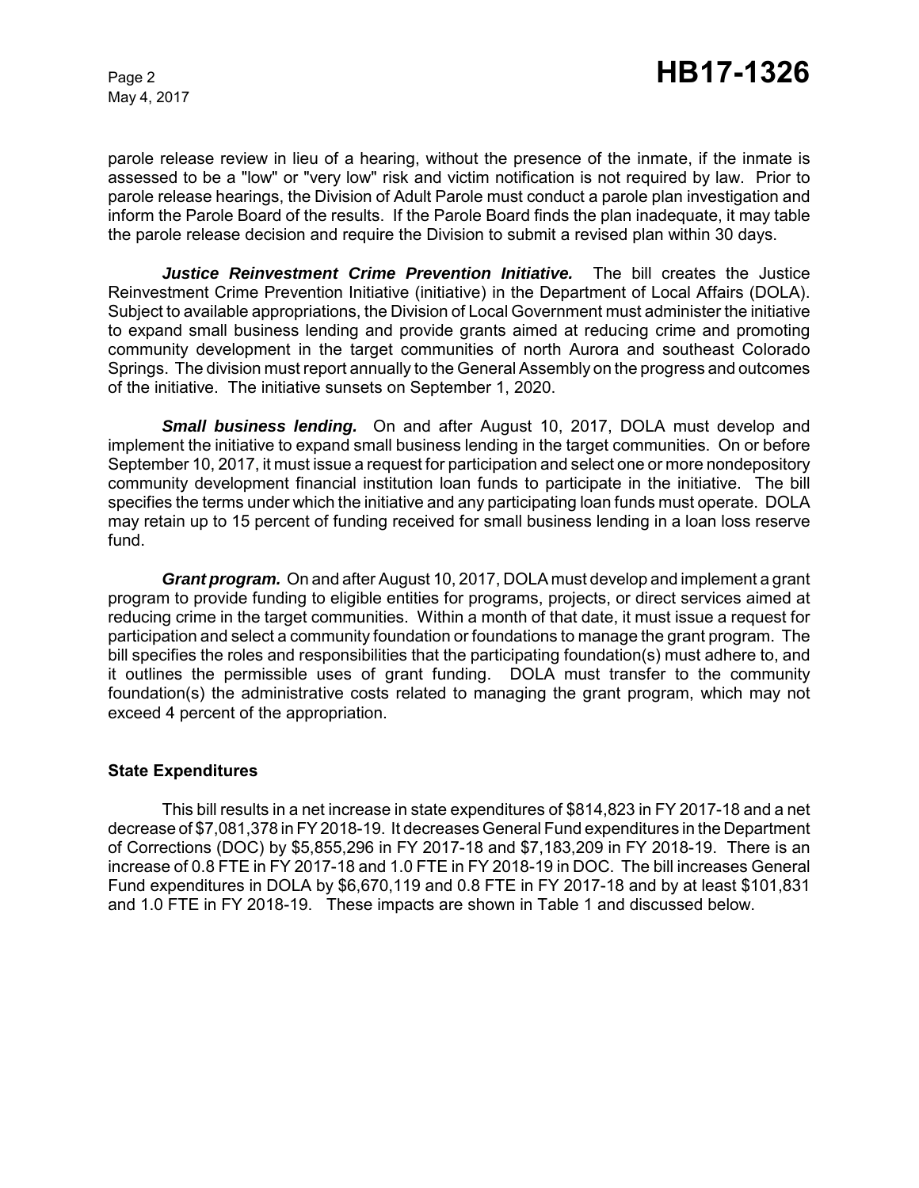parole release review in lieu of a hearing, without the presence of the inmate, if the inmate is assessed to be a "low" or "very low" risk and victim notification is not required by law. Prior to parole release hearings, the Division of Adult Parole must conduct a parole plan investigation and inform the Parole Board of the results. If the Parole Board finds the plan inadequate, it may table the parole release decision and require the Division to submit a revised plan within 30 days.

***Justice Reinvestment Crime Prevention Initiative.*** The bill creates the Justice Reinvestment Crime Prevention Initiative (initiative) in the Department of Local Affairs (DOLA). Subject to available appropriations, the Division of Local Government must administer the initiative to expand small business lending and provide grants aimed at reducing crime and promoting community development in the target communities of north Aurora and southeast Colorado Springs. The division must report annually to the General Assembly on the progress and outcomes of the initiative. The initiative sunsets on September 1, 2020.

***Small business lending.*** On and after August 10, 2017, DOLA must develop and implement the initiative to expand small business lending in the target communities. On or before September 10, 2017, it must issue a request for participation and select one or more nondepository community development financial institution loan funds to participate in the initiative. The bill specifies the terms under which the initiative and any participating loan funds must operate. DOLA may retain up to 15 percent of funding received for small business lending in a loan loss reserve fund.

***Grant program.*** On and after August 10, 2017, DOLA must develop and implement a grant program to provide funding to eligible entities for programs, projects, or direct services aimed at reducing crime in the target communities. Within a month of that date, it must issue a request for participation and select a community foundation or foundations to manage the grant program. The bill specifies the roles and responsibilities that the participating foundation(s) must adhere to, and it outlines the permissible uses of grant funding. DOLA must transfer to the community foundation(s) the administrative costs related to managing the grant program, which may not exceed 4 percent of the appropriation.

**State Expenditures**

This bill results in a net increase in state expenditures of $814,823 in FY 2017-18 and a net decrease of $7,081,378 in FY 2018-19. It decreases General Fund expenditures in the Department of Corrections (DOC) by $5,855,296 in FY 2017-18 and $7,183,209 in FY 2018-19. There is an increase of 0.8 FTE in FY 2017-18 and 1.0 FTE in FY 2018-19 in DOC. The bill increases General Fund expenditures in DOLA by $6,670,119 and 0.8 FTE in FY 2017-18 and by at least $101,831 and 1.0 FTE in FY 2018-19. These impacts are shown in Table 1 and discussed below.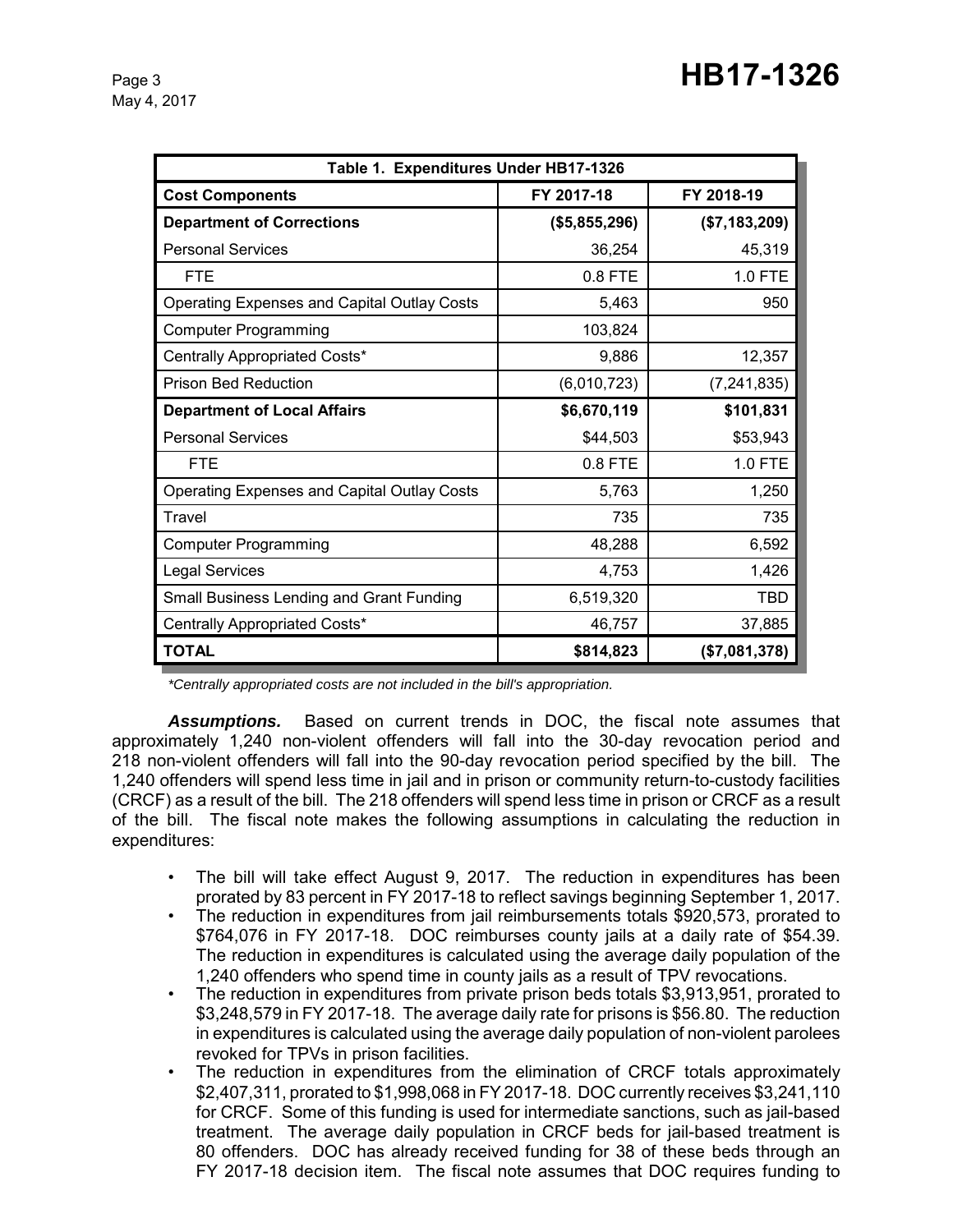| Table 1. Expenditures Under HB17-1326 | | |
|---|---|---|
| **Cost Components** | **FY 2017-18** | **FY 2018-19** |
| **Department of Corrections** | **($5,855,296)** | **($7,183,209)** |
| Personal Services | 36,254 | 45,319 |
| FTE | 0.8 FTE | 1.0 FTE |
| Operating Expenses and Capital Outlay Costs | 5,463 | 950 |
| Computer Programming | 103,824 | |
| Centrally Appropriated Costs* | 9,886 | 12,357 |
| Prison Bed Reduction | (6,010,723) | (7,241,835) |
| **Department of Local Affairs** | **$6,670,119** | **$101,831** |
| Personal Services | $44,503 | $53,943 |
| FTE | 0.8 FTE | 1.0 FTE |
| Operating Expenses and Capital Outlay Costs | 5,763 | 1,250 |
| Travel | 735 | 735 |
| Computer Programming | 48,288 | 6,592 |
| Legal Services | 4,753 | 1,426 |
| Small Business Lending and Grant Funding | 6,519,320 | TBD |
| Centrally Appropriated Costs* | 46,757 | 37,885 |
| **TOTAL** | **$814,823** | **($7,081,378)** |

*Centrally appropriated costs are not included in the bill's appropriation.*

***Assumptions.*** Based on current trends in DOC, the fiscal note assumes that approximately 1,240 non-violent offenders will fall into the 30-day revocation period and 218 non-violent offenders will fall into the 90-day revocation period specified by the bill. The 1,240 offenders will spend less time in jail and in prison or community return-to-custody facilities (CRCF) as a result of the bill. The 218 offenders will spend less time in prison or CRCF as a result of the bill. The fiscal note makes the following assumptions in calculating the reduction in expenditures:

- The bill will take effect August 9, 2017. The reduction in expenditures has been prorated by 83 percent in FY 2017-18 to reflect savings beginning September 1, 2017.
- The reduction in expenditures from jail reimbursements totals $920,573, prorated to $764,076 in FY 2017-18. DOC reimburses county jails at a daily rate of $54.39. The reduction in expenditures is calculated using the average daily population of the 1,240 offenders who spend time in county jails as a result of TPV revocations.
- The reduction in expenditures from private prison beds totals $3,913,951, prorated to $3,248,579 in FY 2017-18. The average daily rate for prisons is $56.80. The reduction in expenditures is calculated using the average daily population of non-violent parolees revoked for TPVs in prison facilities.
- The reduction in expenditures from the elimination of CRCF totals approximately $2,407,311, prorated to $1,998,068 in FY 2017-18. DOC currently receives $3,241,110 for CRCF. Some of this funding is used for intermediate sanctions, such as jail-based treatment. The average daily population in CRCF beds for jail-based treatment is 80 offenders. DOC has already received funding for 38 of these beds through an FY 2017-18 decision item. The fiscal note assumes that DOC requires funding to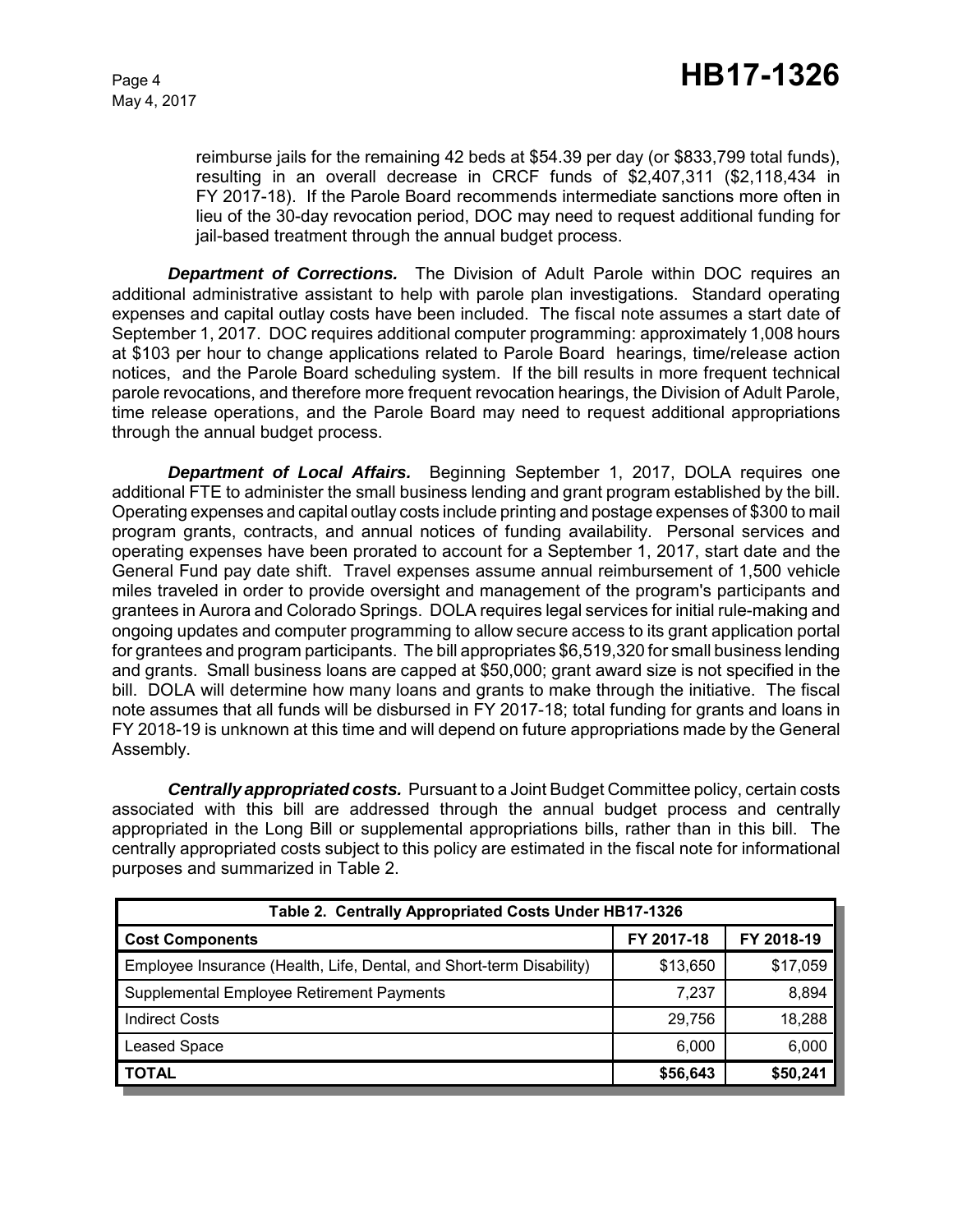reimburse jails for the remaining 42 beds at $54.39 per day (or $833,799 total funds), resulting in an overall decrease in CRCF funds of $2,407,311 ($2,118,434 in FY 2017-18). If the Parole Board recommends intermediate sanctions more often in lieu of the 30-day revocation period, DOC may need to request additional funding for jail-based treatment through the annual budget process.

***Department of Corrections.*** The Division of Adult Parole within DOC requires an additional administrative assistant to help with parole plan investigations. Standard operating expenses and capital outlay costs have been included. The fiscal note assumes a start date of September 1, 2017. DOC requires additional computer programming: approximately 1,008 hours at $103 per hour to change applications related to Parole Board hearings, time/release action notices, and the Parole Board scheduling system. If the bill results in more frequent technical parole revocations, and therefore more frequent revocation hearings, the Division of Adult Parole, time release operations, and the Parole Board may need to request additional appropriations through the annual budget process.

***Department of Local Affairs.*** Beginning September 1, 2017, DOLA requires one additional FTE to administer the small business lending and grant program established by the bill. Operating expenses and capital outlay costs include printing and postage expenses of $300 to mail program grants, contracts, and annual notices of funding availability. Personal services and operating expenses have been prorated to account for a September 1, 2017, start date and the General Fund pay date shift. Travel expenses assume annual reimbursement of 1,500 vehicle miles traveled in order to provide oversight and management of the program's participants and grantees in Aurora and Colorado Springs. DOLA requires legal services for initial rule-making and ongoing updates and computer programming to allow secure access to its grant application portal for grantees and program participants. The bill appropriates $6,519,320 for small business lending and grants. Small business loans are capped at $50,000; grant award size is not specified in the bill. DOLA will determine how many loans and grants to make through the initiative. The fiscal note assumes that all funds will be disbursed in FY 2017-18; total funding for grants and loans in FY 2018-19 is unknown at this time and will depend on future appropriations made by the General Assembly.

***Centrally appropriated costs.*** Pursuant to a Joint Budget Committee policy, certain costs associated with this bill are addressed through the annual budget process and centrally appropriated in the Long Bill or supplemental appropriations bills, rather than in this bill. The centrally appropriated costs subject to this policy are estimated in the fiscal note for informational purposes and summarized in Table 2.

**Table 2. Centrally Appropriated Costs Under HB17-1326**

| Cost Components | FY 2017-18 | FY 2018-19 |
|---|---|---|
| Employee Insurance (Health, Life, Dental, and Short-term Disability) | $13,650 | $17,059 |
| Supplemental Employee Retirement Payments | 7,237 | 8,894 |
| Indirect Costs | 29,756 | 18,288 |
| Leased Space | 6,000 | 6,000 |
| **TOTAL** | **$56,643** | **$50,241** |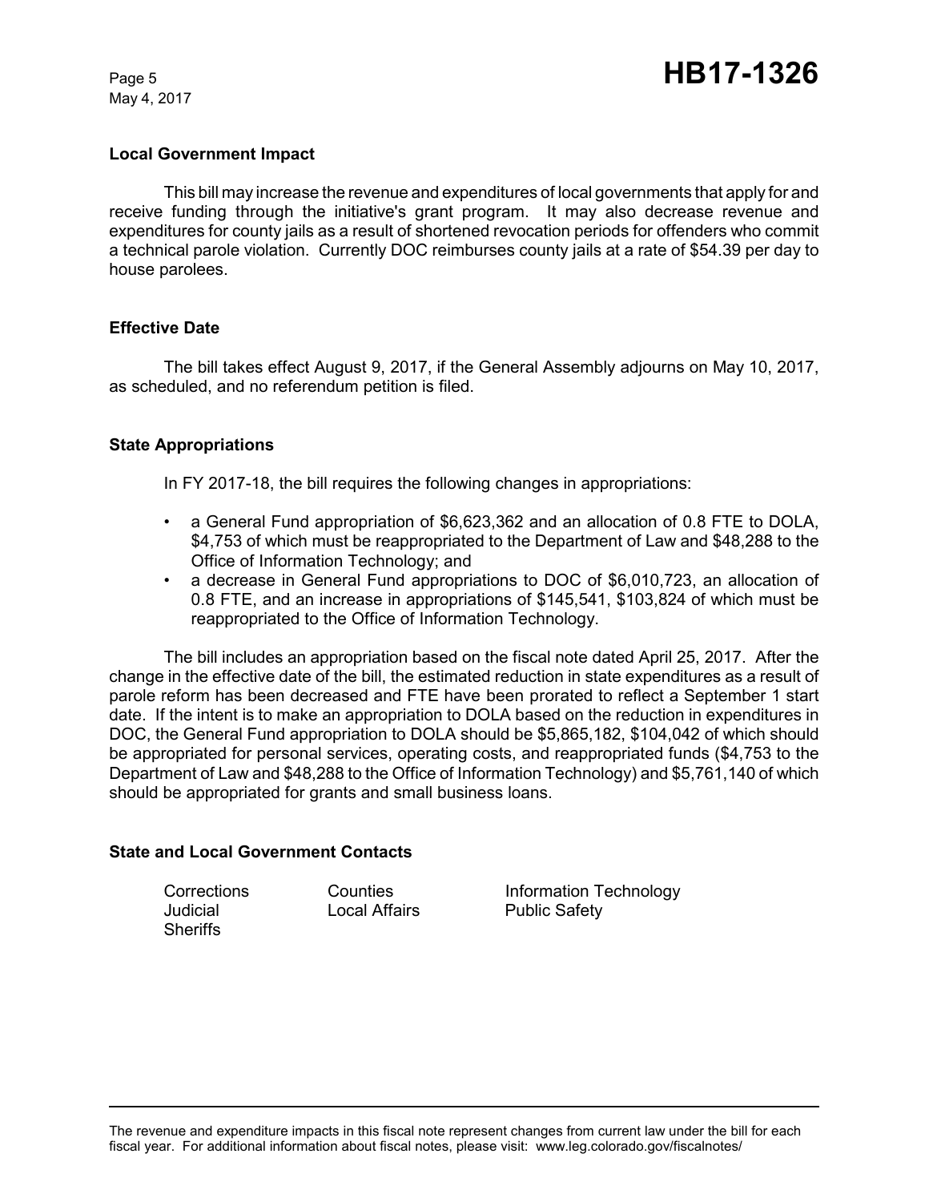## Local Government Impact

This bill may increase the revenue and expenditures of local governments that apply for and receive funding through the initiative's grant program. It may also decrease revenue and expenditures for county jails as a result of shortened revocation periods for offenders who commit a technical parole violation. Currently DOC reimburses county jails at a rate of $54.39 per day to house parolees.

## Effective Date

The bill takes effect August 9, 2017, if the General Assembly adjourns on May 10, 2017, as scheduled, and no referendum petition is filed.

## State Appropriations

In FY 2017-18, the bill requires the following changes in appropriations:

- a General Fund appropriation of $6,623,362 and an allocation of 0.8 FTE to DOLA, $4,753 of which must be reappropriated to the Department of Law and $48,288 to the Office of Information Technology; and
- a decrease in General Fund appropriations to DOC of $6,010,723, an allocation of 0.8 FTE, and an increase in appropriations of $145,541, $103,824 of which must be reappropriated to the Office of Information Technology.

The bill includes an appropriation based on the fiscal note dated April 25, 2017. After the change in the effective date of the bill, the estimated reduction in state expenditures as a result of parole reform has been decreased and FTE have been prorated to reflect a September 1 start date. If the intent is to make an appropriation to DOLA based on the reduction in expenditures in DOC, the General Fund appropriation to DOLA should be $5,865,182, $104,042 of which should be appropriated for personal services, operating costs, and reappropriated funds ($4,753 to the Department of Law and $48,288 to the Office of Information Technology) and $5,761,140 of which should be appropriated for grants and small business loans.

## State and Local Government Contacts

| | | |
|---|---|---|
| Corrections | Counties | Information Technology |
| Judicial | Local Affairs | Public Safety |
| Sheriffs | | |

The revenue and expenditure impacts in this fiscal note represent changes from current law under the bill for each fiscal year. For additional information about fiscal notes, please visit: www.leg.colorado.gov/fiscalnotes/